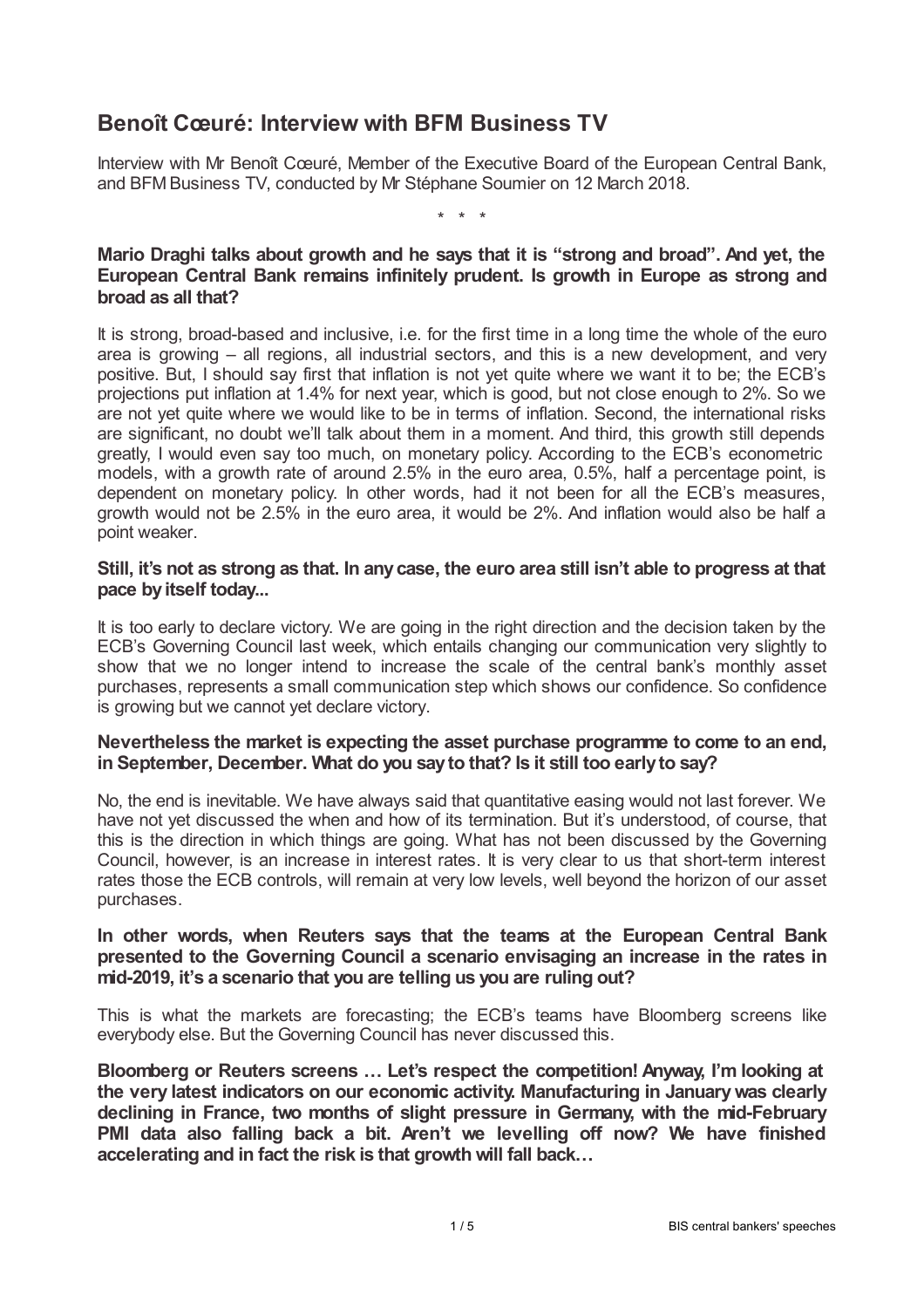# Benoît Cœuré: Interview with BFM Business TV

Interview with Mr Benoît Cœuré, Member of the Executive Board of the European Central Bank, and BFM Business TV, conducted by Mr Stéphane Soumier on 12 March 2018.

\* \* \*

**Mario Draghi talks about growth and he says that it is "strong and broad". And yet, the European Central Bank remains infinitely prudent. Is growth in Europe as strong and broad as all that?**

It is strong, broad-based and inclusive, i.e. for the first time in a long time the whole of the euro area is growing – all regions, all industrial sectors, and this is a new development, and very positive. But, I should say first that inflation is not yet quite where we want it to be; the ECB's projections put inflation at 1.4% for next year, which is good, but not close enough to 2%. So we are not yet quite where we would like to be in terms of inflation. Second, the international risks are significant, no doubt we'll talk about them in a moment. And third, this growth still depends greatly, I would even say too much, on monetary policy. According to the ECB's econometric models, with a growth rate of around 2.5% in the euro area, 0.5%, half a percentage point, is dependent on monetary policy. In other words, had it not been for all the ECB's measures, growth would not be 2.5% in the euro area, it would be 2%. And inflation would also be half a point weaker.

**Still, it's not as strong as that. In any case, the euro area still isn't able to progress at that pace by itself today...**

It is too early to declare victory. We are going in the right direction and the decision taken by the ECB's Governing Council last week, which entails changing our communication very slightly to show that we no longer intend to increase the scale of the central bank's monthly asset purchases, represents a small communication step which shows our confidence. So confidence is growing but we cannot yet declare victory.

**Nevertheless the market is expecting the asset purchase programme to come to an end, in September, December. What do you say to that? Is it still too early to say?**

No, the end is inevitable. We have always said that quantitative easing would not last forever. We have not yet discussed the when and how of its termination. But it's understood, of course, that this is the direction in which things are going. What has not been discussed by the Governing Council, however, is an increase in interest rates. It is very clear to us that short-term interest rates those the ECB controls, will remain at very low levels, well beyond the horizon of our asset purchases.

**In other words, when Reuters says that the teams at the European Central Bank presented to the Governing Council a scenario envisaging an increase in the rates in mid-2019, it's a scenario that you are telling us you are ruling out?**

This is what the markets are forecasting; the ECB's teams have Bloomberg screens like everybody else. But the Governing Council has never discussed this.

**Bloomberg or Reuters screens … Let's respect the competition! Anyway, I'm looking at the very latest indicators on our economic activity. Manufacturing in January was clearly declining in France, two months of slight pressure in Germany, with the mid-February PMI data also falling back a bit. Aren't we levelling off now? We have finished accelerating and in fact the risk is that growth will fall back…**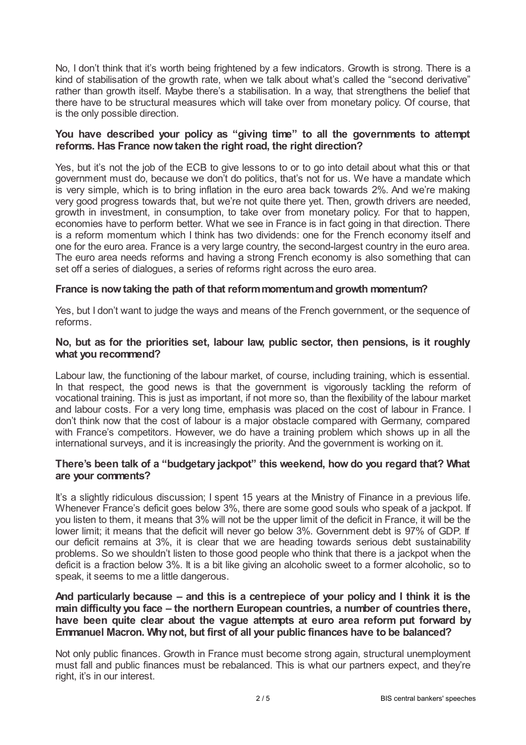No, I don't think that it's worth being frightened by a few indicators. Growth is strong. There is a kind of stabilisation of the growth rate, when we talk about what's called the "second derivative" rather than growth itself. Maybe there's a stabilisation. In a way, that strengthens the belief that there have to be structural measures which will take over from monetary policy. Of course, that is the only possible direction.

**You have described your policy as "giving time" to all the governments to attempt reforms. Has France now taken the right road, the right direction?**

Yes, but it's not the job of the ECB to give lessons to or to go into detail about what this or that government must do, because we don't do politics, that's not for us. We have a mandate which is very simple, which is to bring inflation in the euro area back towards 2%. And we're making very good progress towards that, but we're not quite there yet. Then, growth drivers are needed, growth in investment, in consumption, to take over from monetary policy. For that to happen, economies have to perform better. What we see in France is in fact going in that direction. There is a reform momentum which I think has two dividends: one for the French economy itself and one for the euro area. France is a very large country, the second-largest country in the euro area. The euro area needs reforms and having a strong French economy is also something that can set off a series of dialogues, a series of reforms right across the euro area.

**France is now taking the path of that reform momentum and growth momentum?**

Yes, but I don't want to judge the ways and means of the French government, or the sequence of reforms.

**No, but as for the priorities set, labour law, public sector, then pensions, is it roughly what you recommend?**

Labour law, the functioning of the labour market, of course, including training, which is essential. In that respect, the good news is that the government is vigorously tackling the reform of vocational training. This is just as important, if not more so, than the flexibility of the labour market and labour costs. For a very long time, emphasis was placed on the cost of labour in France. I don't think now that the cost of labour is a major obstacle compared with Germany, compared with France's competitors. However, we do have a training problem which shows up in all the international surveys, and it is increasingly the priority. And the government is working on it.

**There's been talk of a "budgetary jackpot" this weekend, how do you regard that? What are your comments?**

It's a slightly ridiculous discussion; I spent 15 years at the Ministry of Finance in a previous life. Whenever France's deficit goes below 3%, there are some good souls who speak of a jackpot. If you listen to them, it means that 3% will not be the upper limit of the deficit in France, it will be the lower limit; it means that the deficit will never go below 3%. Government debt is 97% of GDP. If our deficit remains at 3%, it is clear that we are heading towards serious debt sustainability problems. So we shouldn't listen to those good people who think that there is a jackpot when the deficit is a fraction below 3%. It is a bit like giving an alcoholic sweet to a former alcoholic, so to speak, it seems to me a little dangerous.

**And particularly because – and this is a centrepiece of your policy and I think it is the main difficulty you face – the northern European countries, a number of countries there, have been quite clear about the vague attempts at euro area reform put forward by Emmanuel Macron. Why not, but first of all your public finances have to be balanced?**

Not only public finances. Growth in France must become strong again, structural unemployment must fall and public finances must be rebalanced. This is what our partners expect, and they're right, it's in our interest.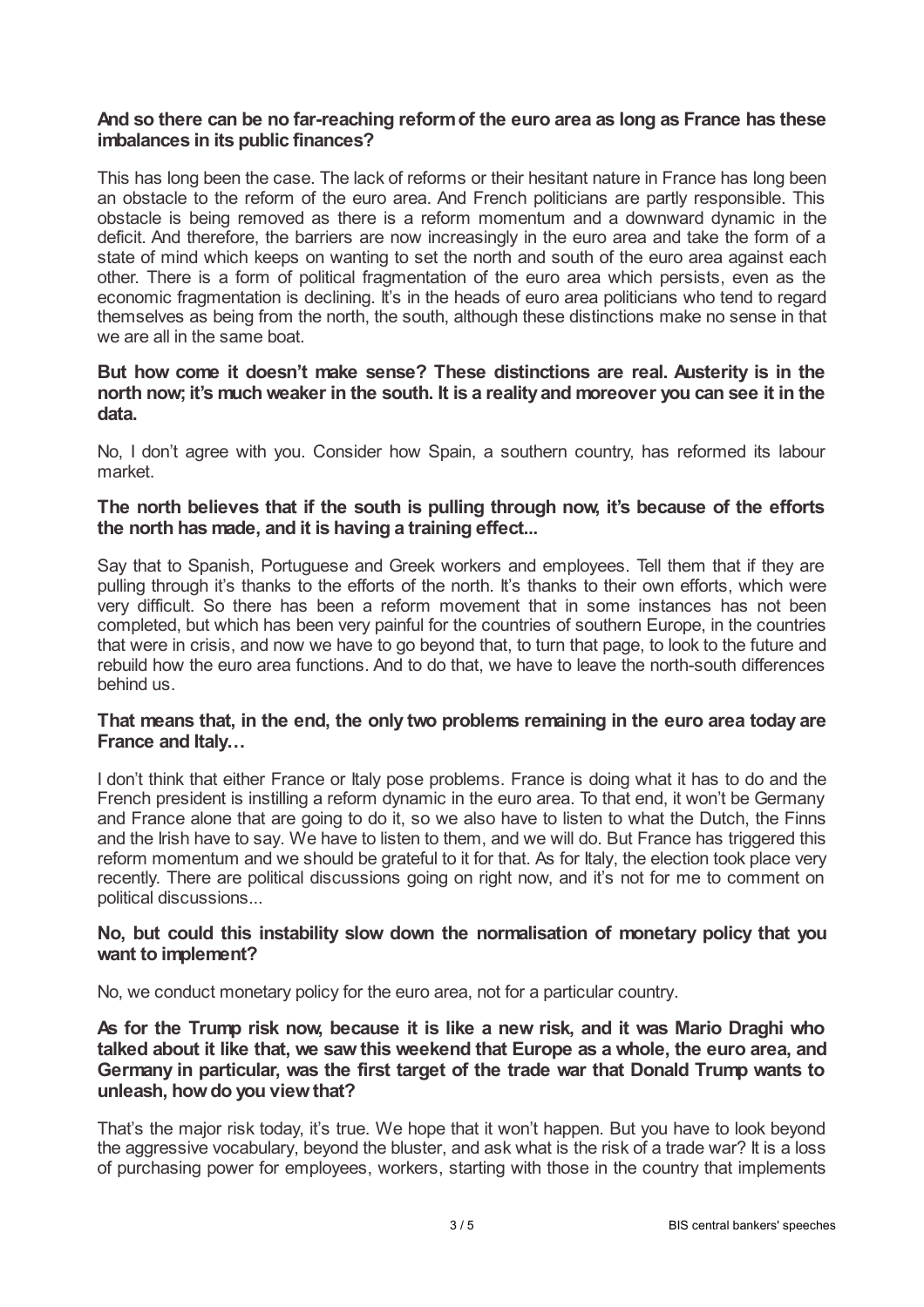**And so there can be no far-reaching reform of the euro area as long as France has these imbalances in its public finances?**

This has long been the case. The lack of reforms or their hesitant nature in France has long been an obstacle to the reform of the euro area. And French politicians are partly responsible. This obstacle is being removed as there is a reform momentum and a downward dynamic in the deficit. And therefore, the barriers are now increasingly in the euro area and take the form of a state of mind which keeps on wanting to set the north and south of the euro area against each other. There is a form of political fragmentation of the euro area which persists, even as the economic fragmentation is declining. It's in the heads of euro area politicians who tend to regard themselves as being from the north, the south, although these distinctions make no sense in that we are all in the same boat.

**But how come it doesn't make sense? These distinctions are real. Austerity is in the north now; it's much weaker in the south. It is a reality and moreover you can see it in the data.**

No, I don't agree with you. Consider how Spain, a southern country, has reformed its labour market.

**The north believes that if the south is pulling through now, it's because of the efforts the north has made, and it is having a training effect...**

Say that to Spanish, Portuguese and Greek workers and employees. Tell them that if they are pulling through it's thanks to the efforts of the north. It's thanks to their own efforts, which were very difficult. So there has been a reform movement that in some instances has not been completed, but which has been very painful for the countries of southern Europe, in the countries that were in crisis, and now we have to go beyond that, to turn that page, to look to the future and rebuild how the euro area functions. And to do that, we have to leave the north-south differences behind us.

**That means that, in the end, the only two problems remaining in the euro area today are France and Italy…**

I don't think that either France or Italy pose problems. France is doing what it has to do and the French president is instilling a reform dynamic in the euro area. To that end, it won't be Germany and France alone that are going to do it, so we also have to listen to what the Dutch, the Finns and the Irish have to say. We have to listen to them, and we will do. But France has triggered this reform momentum and we should be grateful to it for that. As for Italy, the election took place very recently. There are political discussions going on right now, and it's not for me to comment on political discussions...

**No, but could this instability slow down the normalisation of monetary policy that you want to implement?**

No, we conduct monetary policy for the euro area, not for a particular country.

**As for the Trump risk now, because it is like a new risk, and it was Mario Draghi who talked about it like that, we saw this weekend that Europe as a whole, the euro area, and Germany in particular, was the first target of the trade war that Donald Trump wants to unleash, how do you view that?**

That's the major risk today, it's true. We hope that it won't happen. But you have to look beyond the aggressive vocabulary, beyond the bluster, and ask what is the risk of a trade war? It is a loss of purchasing power for employees, workers, starting with those in the country that implements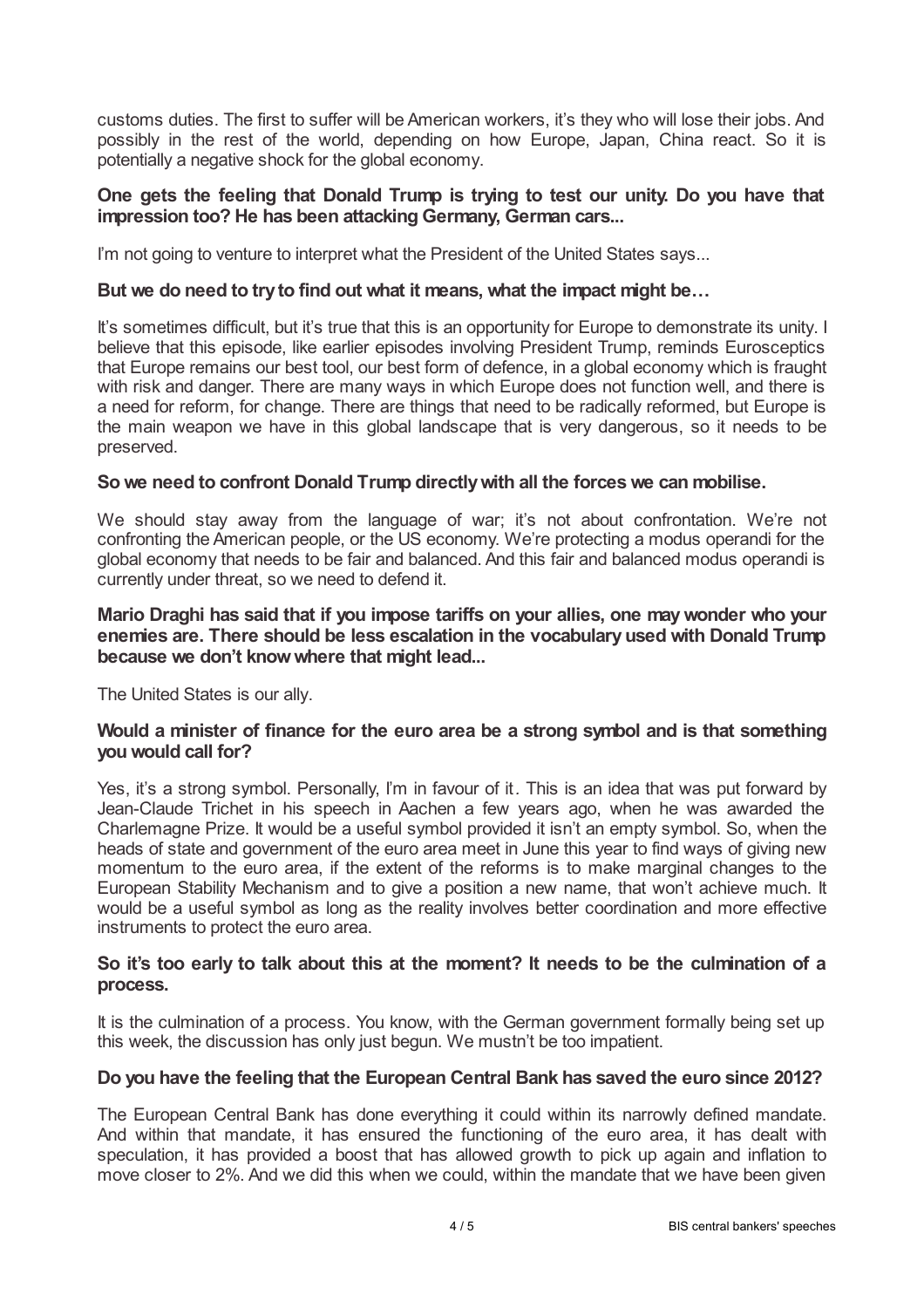customs duties. The first to suffer will be American workers, it's they who will lose their jobs. And possibly in the rest of the world, depending on how Europe, Japan, China react. So it is potentially a negative shock for the global economy.

**One gets the feeling that Donald Trump is trying to test our unity. Do you have that impression too? He has been attacking Germany, German cars...**

I'm not going to venture to interpret what the President of the United States says...

**But we do need to try to find out what it means, what the impact might be…**

It's sometimes difficult, but it's true that this is an opportunity for Europe to demonstrate its unity. I believe that this episode, like earlier episodes involving President Trump, reminds Eurosceptics that Europe remains our best tool, our best form of defence, in a global economy which is fraught with risk and danger. There are many ways in which Europe does not function well, and there is a need for reform, for change. There are things that need to be radically reformed, but Europe is the main weapon we have in this global landscape that is very dangerous, so it needs to be preserved.

**So we need to confront Donald Trump directly with all the forces we can mobilise.**

We should stay away from the language of war; it's not about confrontation. We're not confronting the American people, or the US economy. We're protecting a modus operandi for the global economy that needs to be fair and balanced. And this fair and balanced modus operandi is currently under threat, so we need to defend it.

**Mario Draghi has said that if you impose tariffs on your allies, one may wonder who your enemies are. There should be less escalation in the vocabulary used with Donald Trump because we don't know where that might lead...**

The United States is our ally.

**Would a minister of finance for the euro area be a strong symbol and is that something you would call for?**

Yes, it's a strong symbol. Personally, I'm in favour of it. This is an idea that was put forward by Jean-Claude Trichet in his speech in Aachen a few years ago, when he was awarded the Charlemagne Prize. It would be a useful symbol provided it isn't an empty symbol. So, when the heads of state and government of the euro area meet in June this year to find ways of giving new momentum to the euro area, if the extent of the reforms is to make marginal changes to the European Stability Mechanism and to give a position a new name, that won't achieve much. It would be a useful symbol as long as the reality involves better coordination and more effective instruments to protect the euro area.

**So it's too early to talk about this at the moment? It needs to be the culmination of a process.**

It is the culmination of a process. You know, with the German government formally being set up this week, the discussion has only just begun. We mustn't be too impatient.

**Do you have the feeling that the European Central Bank has saved the euro since 2012?**

The European Central Bank has done everything it could within its narrowly defined mandate. And within that mandate, it has ensured the functioning of the euro area, it has dealt with speculation, it has provided a boost that has allowed growth to pick up again and inflation to move closer to 2%. And we did this when we could, within the mandate that we have been given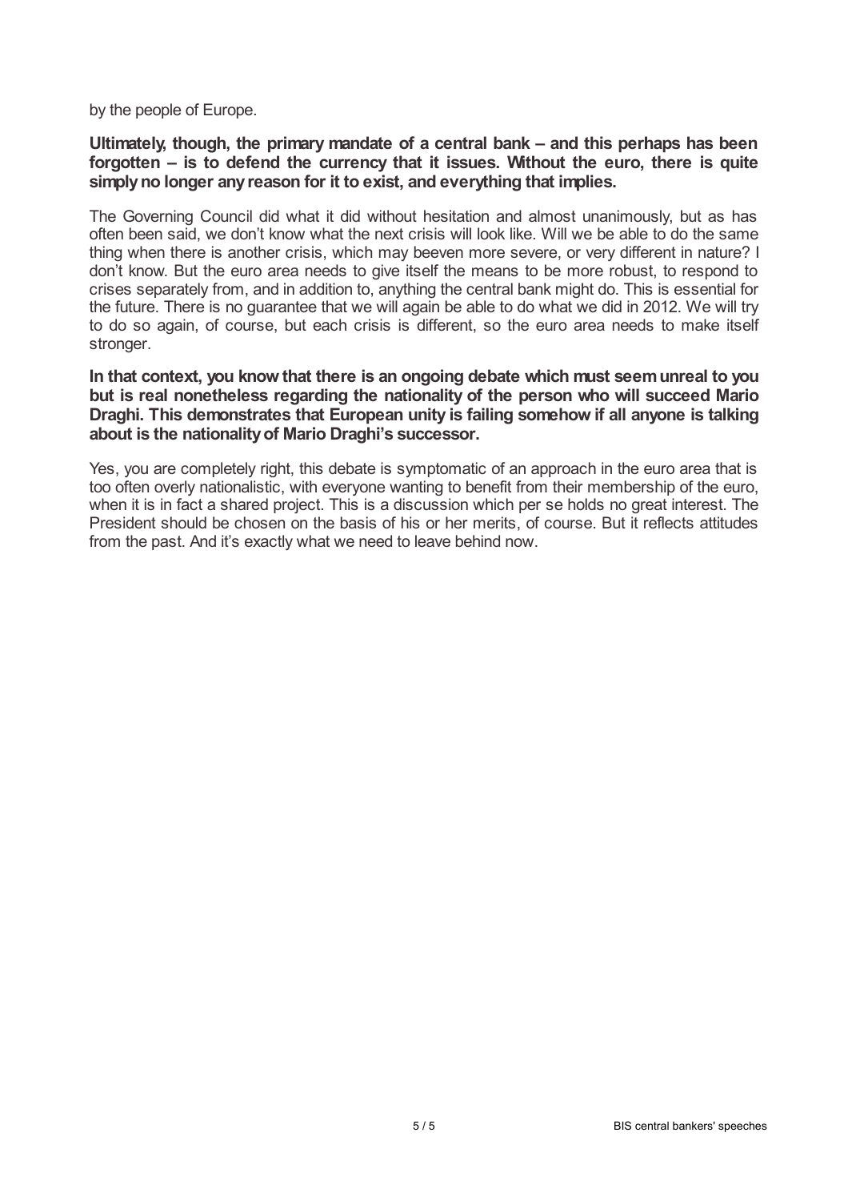by the people of Europe.

**Ultimately, though, the primary mandate of a central bank – and this perhaps has been forgotten – is to defend the currency that it issues. Without the euro, there is quite simply no longer any reason for it to exist, and everything that implies.**

The Governing Council did what it did without hesitation and almost unanimously, but as has often been said, we don't know what the next crisis will look like. Will we be able to do the same thing when there is another crisis, which may beeven more severe, or very different in nature? I don't know. But the euro area needs to give itself the means to be more robust, to respond to crises separately from, and in addition to, anything the central bank might do. This is essential for the future. There is no guarantee that we will again be able to do what we did in 2012. We will try to do so again, of course, but each crisis is different, so the euro area needs to make itself stronger.

**In that context, you know that there is an ongoing debate which must seem unreal to you but is real nonetheless regarding the nationality of the person who will succeed Mario Draghi. This demonstrates that European unity is failing somehow if all anyone is talking about is the nationality of Mario Draghi's successor.**

Yes, you are completely right, this debate is symptomatic of an approach in the euro area that is too often overly nationalistic, with everyone wanting to benefit from their membership of the euro, when it is in fact a shared project. This is a discussion which per se holds no great interest. The President should be chosen on the basis of his or her merits, of course. But it reflects attitudes from the past. And it's exactly what we need to leave behind now.